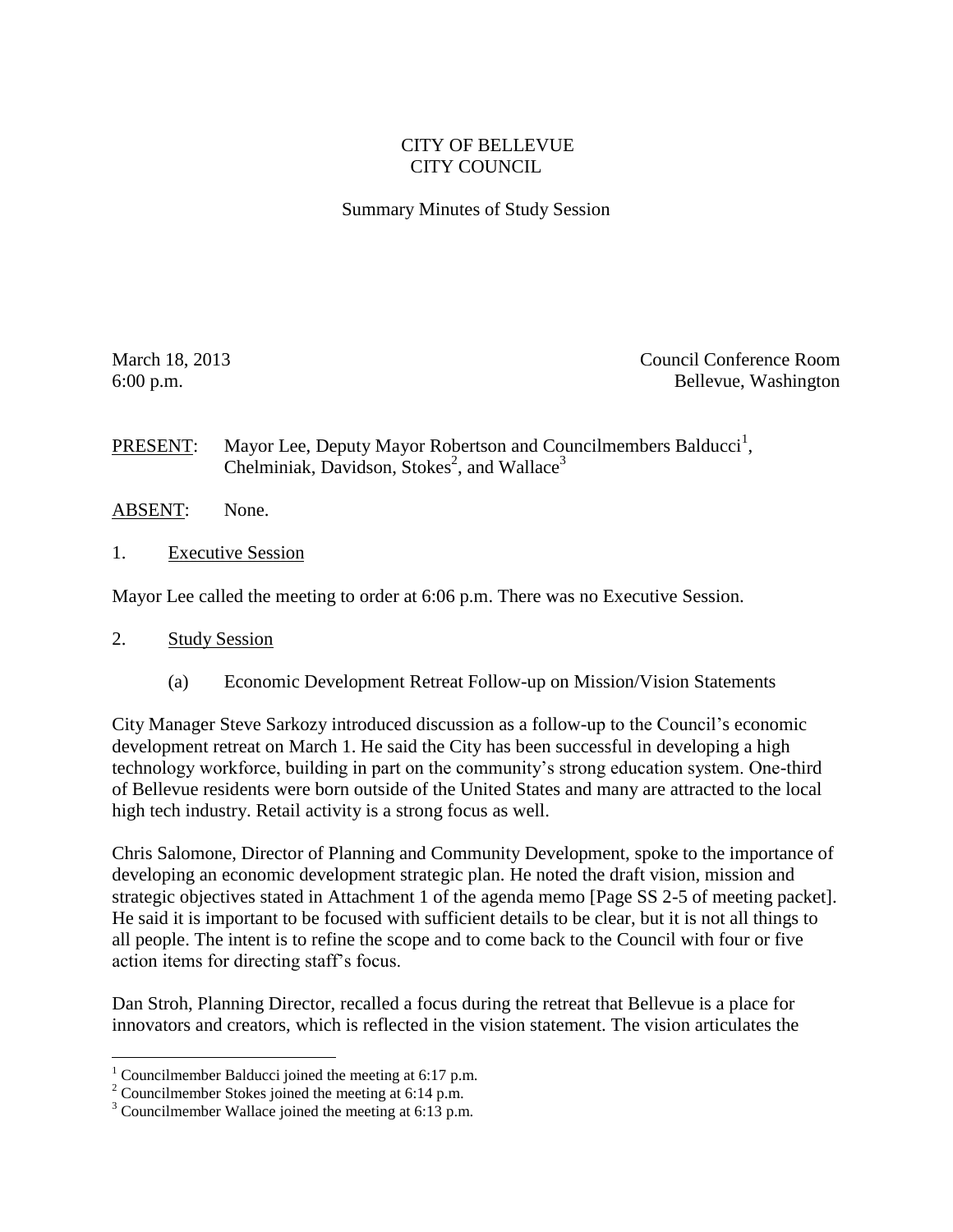CITY OF BELLEVUE
CITY COUNCIL

Summary Minutes of Study Session

March 18, 2013
6:00 p.m.

Council Conference Room
Bellevue, Washington

PRESENT: Mayor Lee, Deputy Mayor Robertson and Councilmembers Balducci[1], Chelminiak, Davidson, Stokes[2], and Wallace[3]

ABSENT: None.

1. Executive Session

Mayor Lee called the meeting to order at 6:06 p.m. There was no Executive Session.

2. Study Session

   (a) Economic Development Retreat Follow-up on Mission/Vision Statements

City Manager Steve Sarkozy introduced discussion as a follow-up to the Council's economic development retreat on March 1. He said the City has been successful in developing a high technology workforce, building in part on the community's strong education system. One-third of Bellevue residents were born outside of the United States and many are attracted to the local high tech industry. Retail activity is a strong focus as well.

Chris Salomone, Director of Planning and Community Development, spoke to the importance of developing an economic development strategic plan. He noted the draft vision, mission and strategic objectives stated in Attachment 1 of the agenda memo [Page SS 2-5 of meeting packet]. He said it is important to be focused with sufficient details to be clear, but it is not all things to all people. The intent is to refine the scope and to come back to the Council with four or five action items for directing staff's focus.

Dan Stroh, Planning Director, recalled a focus during the retreat that Bellevue is a place for innovators and creators, which is reflected in the vision statement. The vision articulates the

[1] Councilmember Balducci joined the meeting at 6:17 p.m.
[2] Councilmember Stokes joined the meeting at 6:14 p.m.
[3] Councilmember Wallace joined the meeting at 6:13 p.m.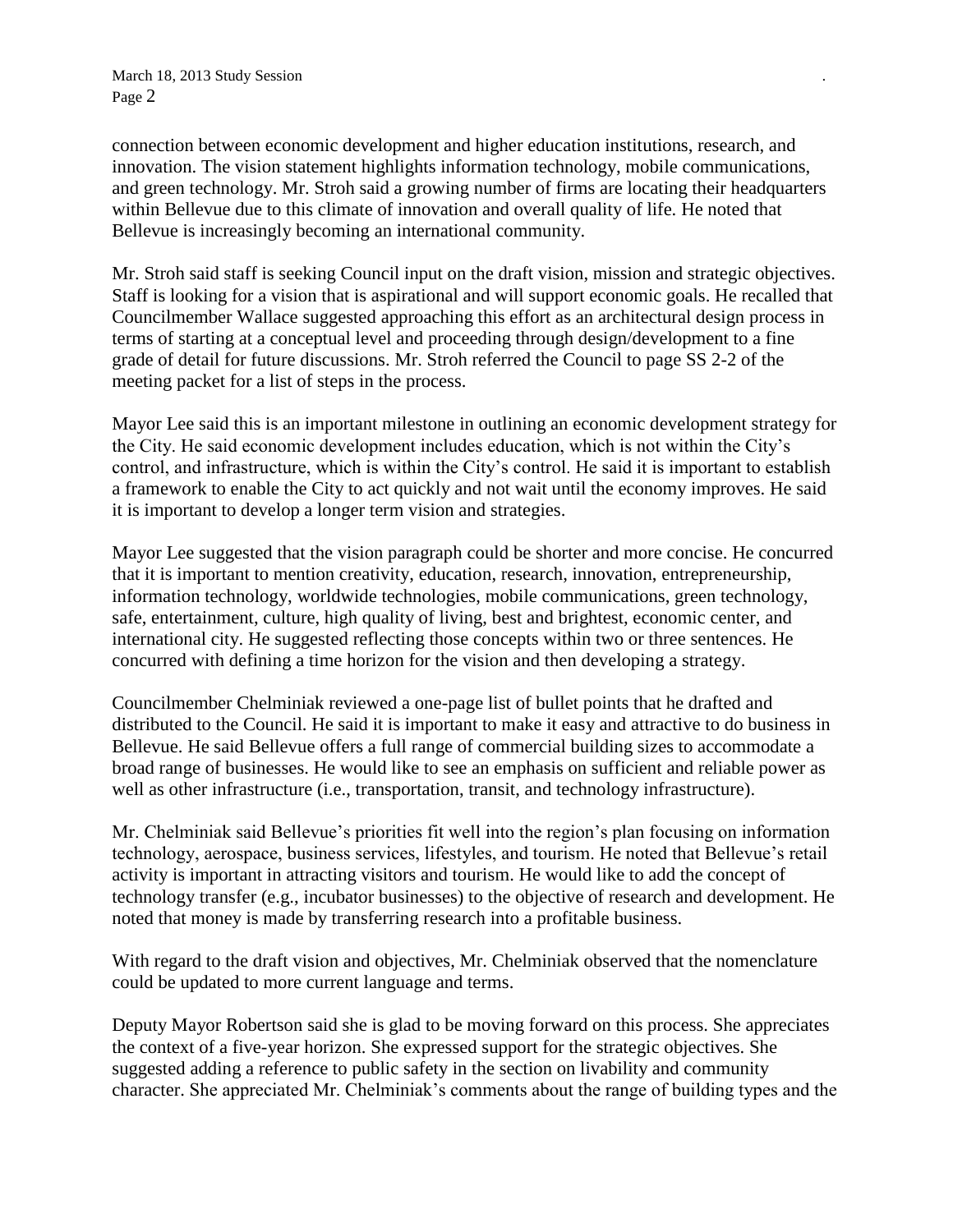connection between economic development and higher education institutions, research, and innovation. The vision statement highlights information technology, mobile communications, and green technology. Mr. Stroh said a growing number of firms are locating their headquarters within Bellevue due to this climate of innovation and overall quality of life. He noted that Bellevue is increasingly becoming an international community.

Mr. Stroh said staff is seeking Council input on the draft vision, mission and strategic objectives. Staff is looking for a vision that is aspirational and will support economic goals. He recalled that Councilmember Wallace suggested approaching this effort as an architectural design process in terms of starting at a conceptual level and proceeding through design/development to a fine grade of detail for future discussions. Mr. Stroh referred the Council to page SS 2-2 of the meeting packet for a list of steps in the process.

Mayor Lee said this is an important milestone in outlining an economic development strategy for the City. He said economic development includes education, which is not within the City's control, and infrastructure, which is within the City's control. He said it is important to establish a framework to enable the City to act quickly and not wait until the economy improves. He said it is important to develop a longer term vision and strategies.

Mayor Lee suggested that the vision paragraph could be shorter and more concise. He concurred that it is important to mention creativity, education, research, innovation, entrepreneurship, information technology, worldwide technologies, mobile communications, green technology, safe, entertainment, culture, high quality of living, best and brightest, economic center, and international city. He suggested reflecting those concepts within two or three sentences. He concurred with defining a time horizon for the vision and then developing a strategy.

Councilmember Chelminiak reviewed a one-page list of bullet points that he drafted and distributed to the Council. He said it is important to make it easy and attractive to do business in Bellevue. He said Bellevue offers a full range of commercial building sizes to accommodate a broad range of businesses. He would like to see an emphasis on sufficient and reliable power as well as other infrastructure (i.e., transportation, transit, and technology infrastructure).

Mr. Chelminiak said Bellevue's priorities fit well into the region's plan focusing on information technology, aerospace, business services, lifestyles, and tourism. He noted that Bellevue's retail activity is important in attracting visitors and tourism. He would like to add the concept of technology transfer (e.g., incubator businesses) to the objective of research and development. He noted that money is made by transferring research into a profitable business.

With regard to the draft vision and objectives, Mr. Chelminiak observed that the nomenclature could be updated to more current language and terms.

Deputy Mayor Robertson said she is glad to be moving forward on this process. She appreciates the context of a five-year horizon. She expressed support for the strategic objectives. She suggested adding a reference to public safety in the section on livability and community character. She appreciated Mr. Chelminiak's comments about the range of building types and the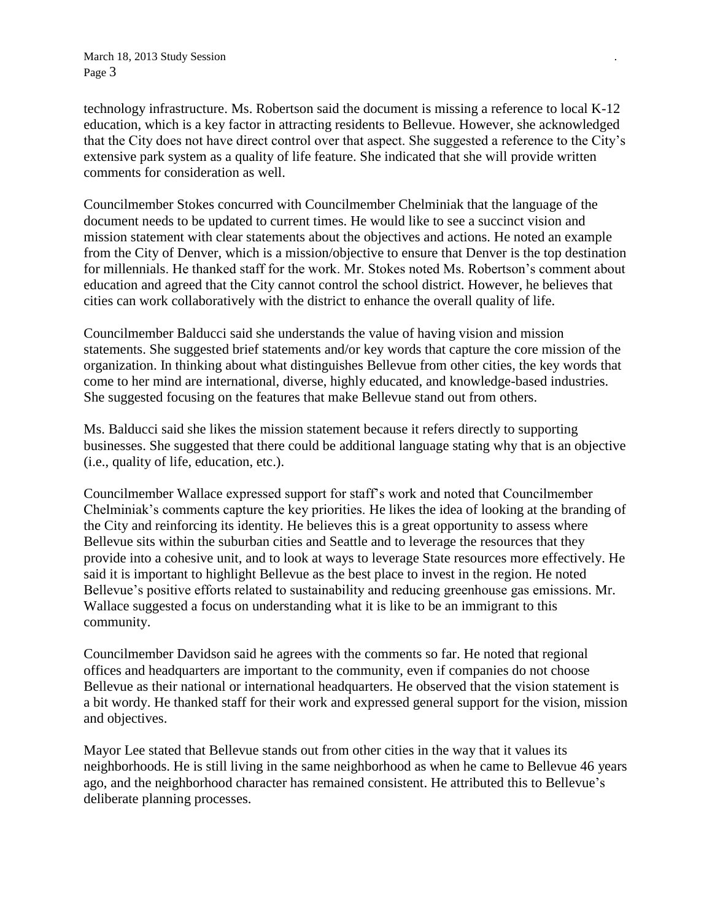technology infrastructure. Ms. Robertson said the document is missing a reference to local K-12 education, which is a key factor in attracting residents to Bellevue. However, she acknowledged that the City does not have direct control over that aspect. She suggested a reference to the City's extensive park system as a quality of life feature. She indicated that she will provide written comments for consideration as well.

Councilmember Stokes concurred with Councilmember Chelminiak that the language of the document needs to be updated to current times. He would like to see a succinct vision and mission statement with clear statements about the objectives and actions. He noted an example from the City of Denver, which is a mission/objective to ensure that Denver is the top destination for millennials. He thanked staff for the work. Mr. Stokes noted Ms. Robertson's comment about education and agreed that the City cannot control the school district. However, he believes that cities can work collaboratively with the district to enhance the overall quality of life.

Councilmember Balducci said she understands the value of having vision and mission statements. She suggested brief statements and/or key words that capture the core mission of the organization. In thinking about what distinguishes Bellevue from other cities, the key words that come to her mind are international, diverse, highly educated, and knowledge-based industries. She suggested focusing on the features that make Bellevue stand out from others.

Ms. Balducci said she likes the mission statement because it refers directly to supporting businesses. She suggested that there could be additional language stating why that is an objective (i.e., quality of life, education, etc.).

Councilmember Wallace expressed support for staff's work and noted that Councilmember Chelminiak's comments capture the key priorities. He likes the idea of looking at the branding of the City and reinforcing its identity. He believes this is a great opportunity to assess where Bellevue sits within the suburban cities and Seattle and to leverage the resources that they provide into a cohesive unit, and to look at ways to leverage State resources more effectively. He said it is important to highlight Bellevue as the best place to invest in the region. He noted Bellevue's positive efforts related to sustainability and reducing greenhouse gas emissions. Mr. Wallace suggested a focus on understanding what it is like to be an immigrant to this community.

Councilmember Davidson said he agrees with the comments so far. He noted that regional offices and headquarters are important to the community, even if companies do not choose Bellevue as their national or international headquarters. He observed that the vision statement is a bit wordy. He thanked staff for their work and expressed general support for the vision, mission and objectives.

Mayor Lee stated that Bellevue stands out from other cities in the way that it values its neighborhoods. He is still living in the same neighborhood as when he came to Bellevue 46 years ago, and the neighborhood character has remained consistent. He attributed this to Bellevue's deliberate planning processes.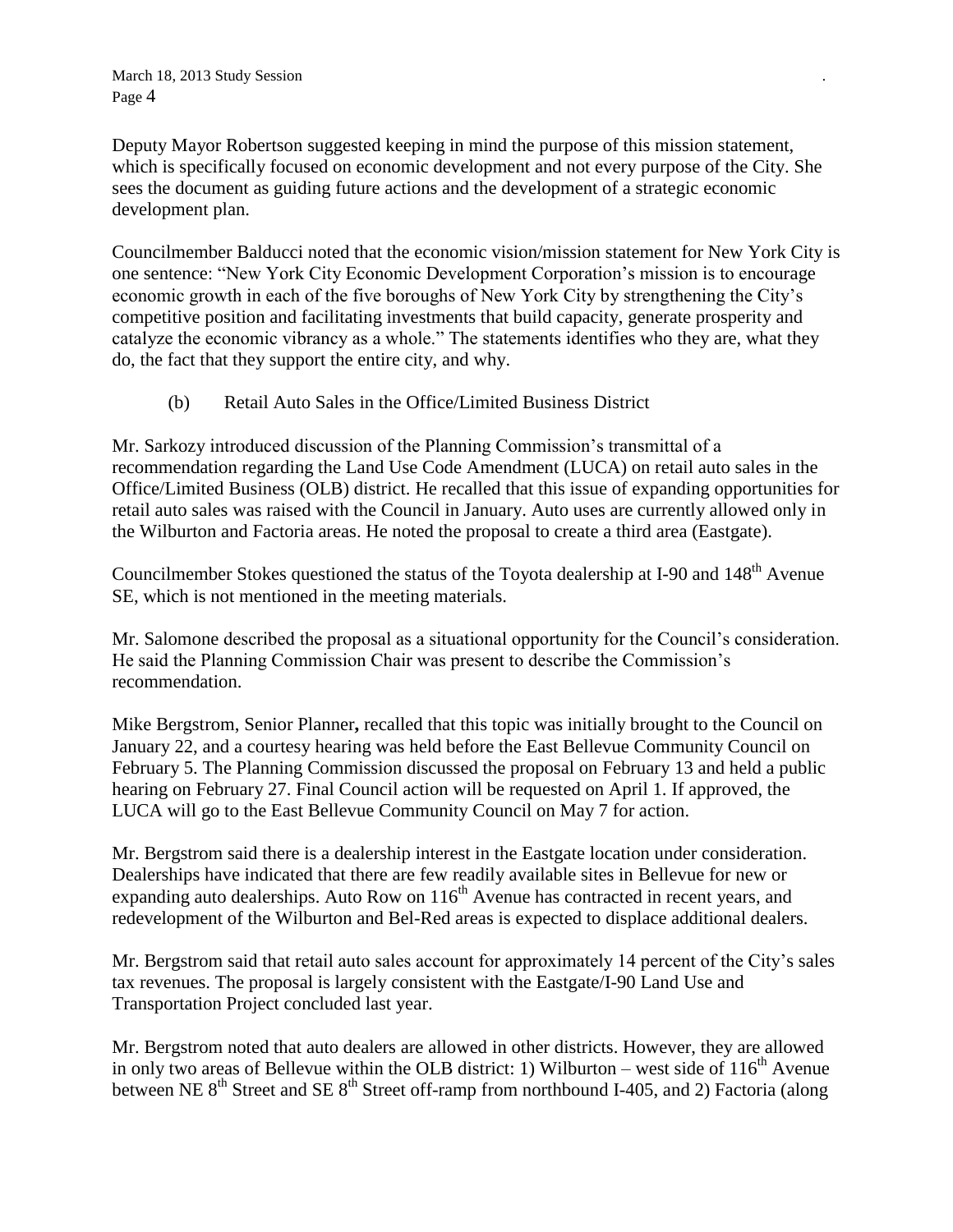Deputy Mayor Robertson suggested keeping in mind the purpose of this mission statement, which is specifically focused on economic development and not every purpose of the City. She sees the document as guiding future actions and the development of a strategic economic development plan.

Councilmember Balducci noted that the economic vision/mission statement for New York City is one sentence: "New York City Economic Development Corporation's mission is to encourage economic growth in each of the five boroughs of New York City by strengthening the City's competitive position and facilitating investments that build capacity, generate prosperity and catalyze the economic vibrancy as a whole." The statements identifies who they are, what they do, the fact that they support the entire city, and why.

(b) Retail Auto Sales in the Office/Limited Business District

Mr. Sarkozy introduced discussion of the Planning Commission's transmittal of a recommendation regarding the Land Use Code Amendment (LUCA) on retail auto sales in the Office/Limited Business (OLB) district. He recalled that this issue of expanding opportunities for retail auto sales was raised with the Council in January. Auto uses are currently allowed only in the Wilburton and Factoria areas. He noted the proposal to create a third area (Eastgate).

Councilmember Stokes questioned the status of the Toyota dealership at I-90 and 148th Avenue SE, which is not mentioned in the meeting materials.

Mr. Salomone described the proposal as a situational opportunity for the Council's consideration. He said the Planning Commission Chair was present to describe the Commission's recommendation.

Mike Bergstrom, Senior Planner**,** recalled that this topic was initially brought to the Council on January 22, and a courtesy hearing was held before the East Bellevue Community Council on February 5. The Planning Commission discussed the proposal on February 13 and held a public hearing on February 27. Final Council action will be requested on April 1. If approved, the LUCA will go to the East Bellevue Community Council on May 7 for action.

Mr. Bergstrom said there is a dealership interest in the Eastgate location under consideration. Dealerships have indicated that there are few readily available sites in Bellevue for new or expanding auto dealerships. Auto Row on 116th Avenue has contracted in recent years, and redevelopment of the Wilburton and Bel-Red areas is expected to displace additional dealers.

Mr. Bergstrom said that retail auto sales account for approximately 14 percent of the City's sales tax revenues. The proposal is largely consistent with the Eastgate/I-90 Land Use and Transportation Project concluded last year.

Mr. Bergstrom noted that auto dealers are allowed in other districts. However, they are allowed in only two areas of Bellevue within the OLB district: 1) Wilburton – west side of 116th Avenue between NE 8th Street and SE 8th Street off-ramp from northbound I-405, and 2) Factoria (along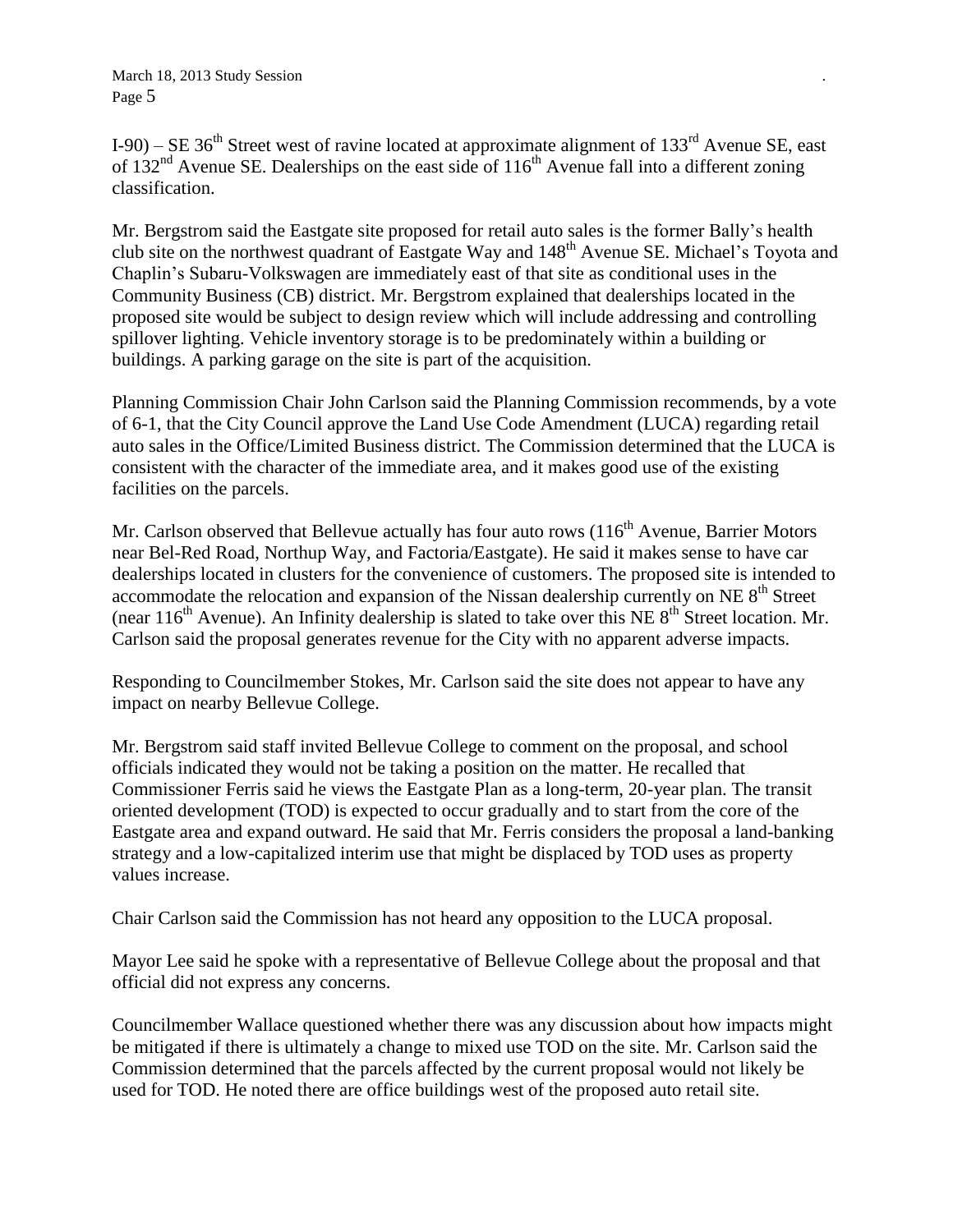I-90) – SE 36th Street west of ravine located at approximate alignment of 133rd Avenue SE, east of 132nd Avenue SE. Dealerships on the east side of 116th Avenue fall into a different zoning classification.

Mr. Bergstrom said the Eastgate site proposed for retail auto sales is the former Bally's health club site on the northwest quadrant of Eastgate Way and 148th Avenue SE. Michael's Toyota and Chaplin's Subaru-Volkswagen are immediately east of that site as conditional uses in the Community Business (CB) district. Mr. Bergstrom explained that dealerships located in the proposed site would be subject to design review which will include addressing and controlling spillover lighting. Vehicle inventory storage is to be predominately within a building or buildings. A parking garage on the site is part of the acquisition.

Planning Commission Chair John Carlson said the Planning Commission recommends, by a vote of 6-1, that the City Council approve the Land Use Code Amendment (LUCA) regarding retail auto sales in the Office/Limited Business district. The Commission determined that the LUCA is consistent with the character of the immediate area, and it makes good use of the existing facilities on the parcels.

Mr. Carlson observed that Bellevue actually has four auto rows (116th Avenue, Barrier Motors near Bel-Red Road, Northup Way, and Factoria/Eastgate). He said it makes sense to have car dealerships located in clusters for the convenience of customers. The proposed site is intended to accommodate the relocation and expansion of the Nissan dealership currently on NE 8th Street (near 116th Avenue). An Infinity dealership is slated to take over this NE 8th Street location. Mr. Carlson said the proposal generates revenue for the City with no apparent adverse impacts.

Responding to Councilmember Stokes, Mr. Carlson said the site does not appear to have any impact on nearby Bellevue College.

Mr. Bergstrom said staff invited Bellevue College to comment on the proposal, and school officials indicated they would not be taking a position on the matter. He recalled that Commissioner Ferris said he views the Eastgate Plan as a long-term, 20-year plan. The transit oriented development (TOD) is expected to occur gradually and to start from the core of the Eastgate area and expand outward. He said that Mr. Ferris considers the proposal a land-banking strategy and a low-capitalized interim use that might be displaced by TOD uses as property values increase.

Chair Carlson said the Commission has not heard any opposition to the LUCA proposal.

Mayor Lee said he spoke with a representative of Bellevue College about the proposal and that official did not express any concerns.

Councilmember Wallace questioned whether there was any discussion about how impacts might be mitigated if there is ultimately a change to mixed use TOD on the site. Mr. Carlson said the Commission determined that the parcels affected by the current proposal would not likely be used for TOD. He noted there are office buildings west of the proposed auto retail site.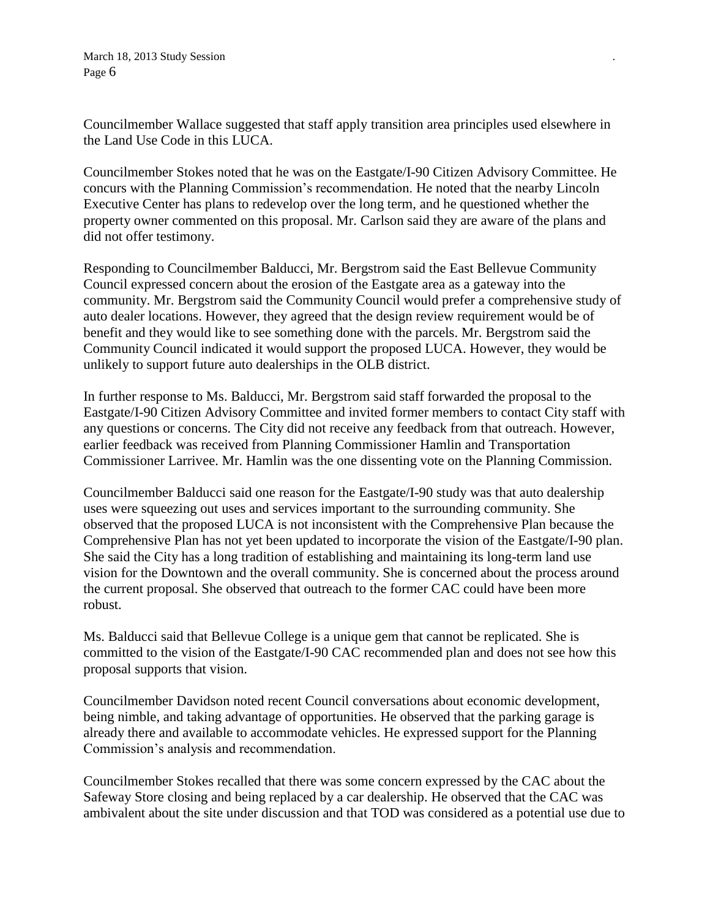Councilmember Wallace suggested that staff apply transition area principles used elsewhere in the Land Use Code in this LUCA.

Councilmember Stokes noted that he was on the Eastgate/I-90 Citizen Advisory Committee. He concurs with the Planning Commission's recommendation. He noted that the nearby Lincoln Executive Center has plans to redevelop over the long term, and he questioned whether the property owner commented on this proposal. Mr. Carlson said they are aware of the plans and did not offer testimony.

Responding to Councilmember Balducci, Mr. Bergstrom said the East Bellevue Community Council expressed concern about the erosion of the Eastgate area as a gateway into the community. Mr. Bergstrom said the Community Council would prefer a comprehensive study of auto dealer locations. However, they agreed that the design review requirement would be of benefit and they would like to see something done with the parcels. Mr. Bergstrom said the Community Council indicated it would support the proposed LUCA. However, they would be unlikely to support future auto dealerships in the OLB district.

In further response to Ms. Balducci, Mr. Bergstrom said staff forwarded the proposal to the Eastgate/I-90 Citizen Advisory Committee and invited former members to contact City staff with any questions or concerns. The City did not receive any feedback from that outreach. However, earlier feedback was received from Planning Commissioner Hamlin and Transportation Commissioner Larrivee. Mr. Hamlin was the one dissenting vote on the Planning Commission.

Councilmember Balducci said one reason for the Eastgate/I-90 study was that auto dealership uses were squeezing out uses and services important to the surrounding community. She observed that the proposed LUCA is not inconsistent with the Comprehensive Plan because the Comprehensive Plan has not yet been updated to incorporate the vision of the Eastgate/I-90 plan. She said the City has a long tradition of establishing and maintaining its long-term land use vision for the Downtown and the overall community. She is concerned about the process around the current proposal. She observed that outreach to the former CAC could have been more robust.

Ms. Balducci said that Bellevue College is a unique gem that cannot be replicated. She is committed to the vision of the Eastgate/I-90 CAC recommended plan and does not see how this proposal supports that vision.

Councilmember Davidson noted recent Council conversations about economic development, being nimble, and taking advantage of opportunities. He observed that the parking garage is already there and available to accommodate vehicles. He expressed support for the Planning Commission's analysis and recommendation.

Councilmember Stokes recalled that there was some concern expressed by the CAC about the Safeway Store closing and being replaced by a car dealership. He observed that the CAC was ambivalent about the site under discussion and that TOD was considered as a potential use due to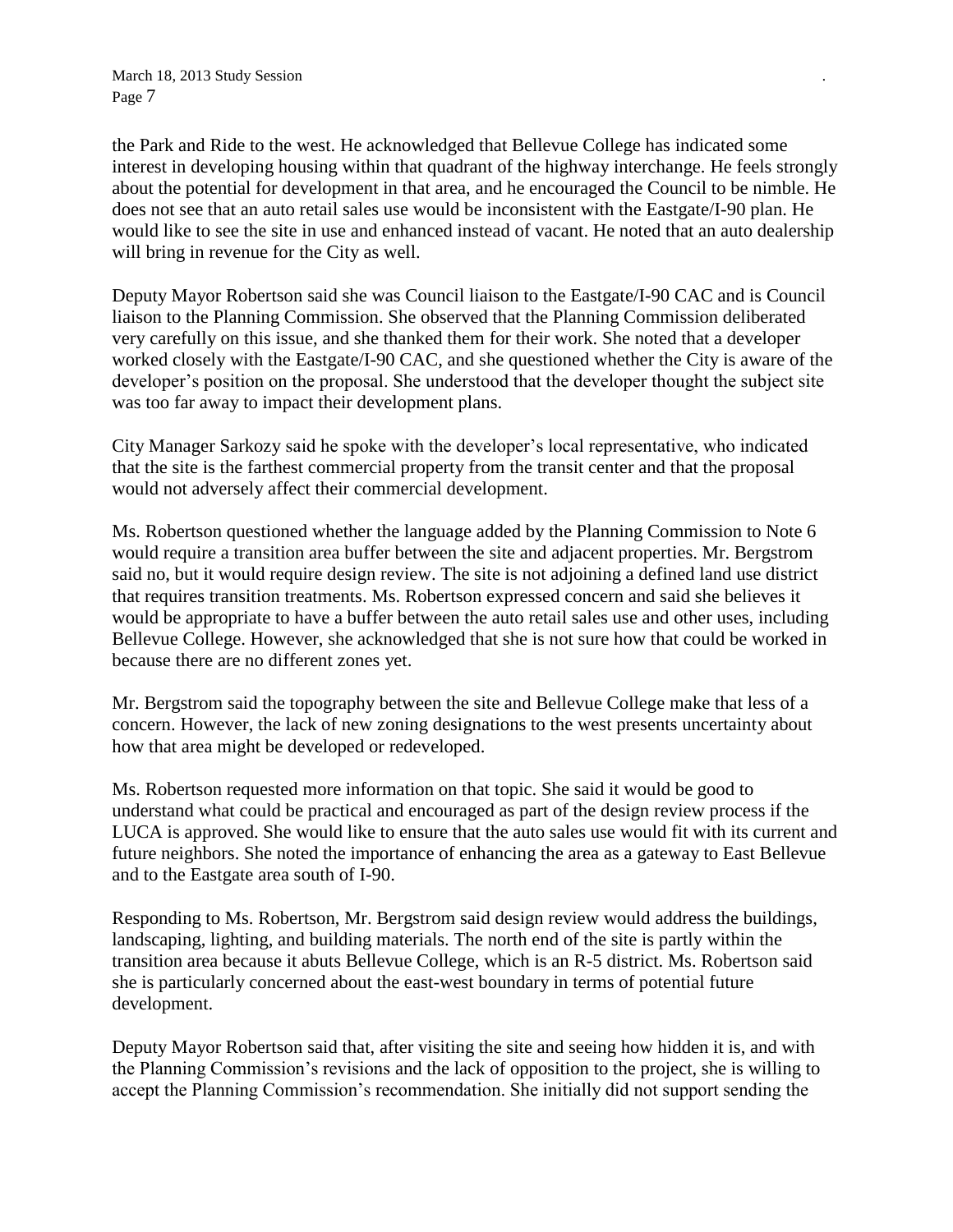the Park and Ride to the west. He acknowledged that Bellevue College has indicated some interest in developing housing within that quadrant of the highway interchange. He feels strongly about the potential for development in that area, and he encouraged the Council to be nimble. He does not see that an auto retail sales use would be inconsistent with the Eastgate/I-90 plan. He would like to see the site in use and enhanced instead of vacant. He noted that an auto dealership will bring in revenue for the City as well.

Deputy Mayor Robertson said she was Council liaison to the Eastgate/I-90 CAC and is Council liaison to the Planning Commission. She observed that the Planning Commission deliberated very carefully on this issue, and she thanked them for their work. She noted that a developer worked closely with the Eastgate/I-90 CAC, and she questioned whether the City is aware of the developer's position on the proposal. She understood that the developer thought the subject site was too far away to impact their development plans.

City Manager Sarkozy said he spoke with the developer's local representative, who indicated that the site is the farthest commercial property from the transit center and that the proposal would not adversely affect their commercial development.

Ms. Robertson questioned whether the language added by the Planning Commission to Note 6 would require a transition area buffer between the site and adjacent properties. Mr. Bergstrom said no, but it would require design review. The site is not adjoining a defined land use district that requires transition treatments. Ms. Robertson expressed concern and said she believes it would be appropriate to have a buffer between the auto retail sales use and other uses, including Bellevue College. However, she acknowledged that she is not sure how that could be worked in because there are no different zones yet.

Mr. Bergstrom said the topography between the site and Bellevue College make that less of a concern. However, the lack of new zoning designations to the west presents uncertainty about how that area might be developed or redeveloped.

Ms. Robertson requested more information on that topic. She said it would be good to understand what could be practical and encouraged as part of the design review process if the LUCA is approved. She would like to ensure that the auto sales use would fit with its current and future neighbors. She noted the importance of enhancing the area as a gateway to East Bellevue and to the Eastgate area south of I-90.

Responding to Ms. Robertson, Mr. Bergstrom said design review would address the buildings, landscaping, lighting, and building materials. The north end of the site is partly within the transition area because it abuts Bellevue College, which is an R-5 district. Ms. Robertson said she is particularly concerned about the east-west boundary in terms of potential future development.

Deputy Mayor Robertson said that, after visiting the site and seeing how hidden it is, and with the Planning Commission's revisions and the lack of opposition to the project, she is willing to accept the Planning Commission's recommendation. She initially did not support sending the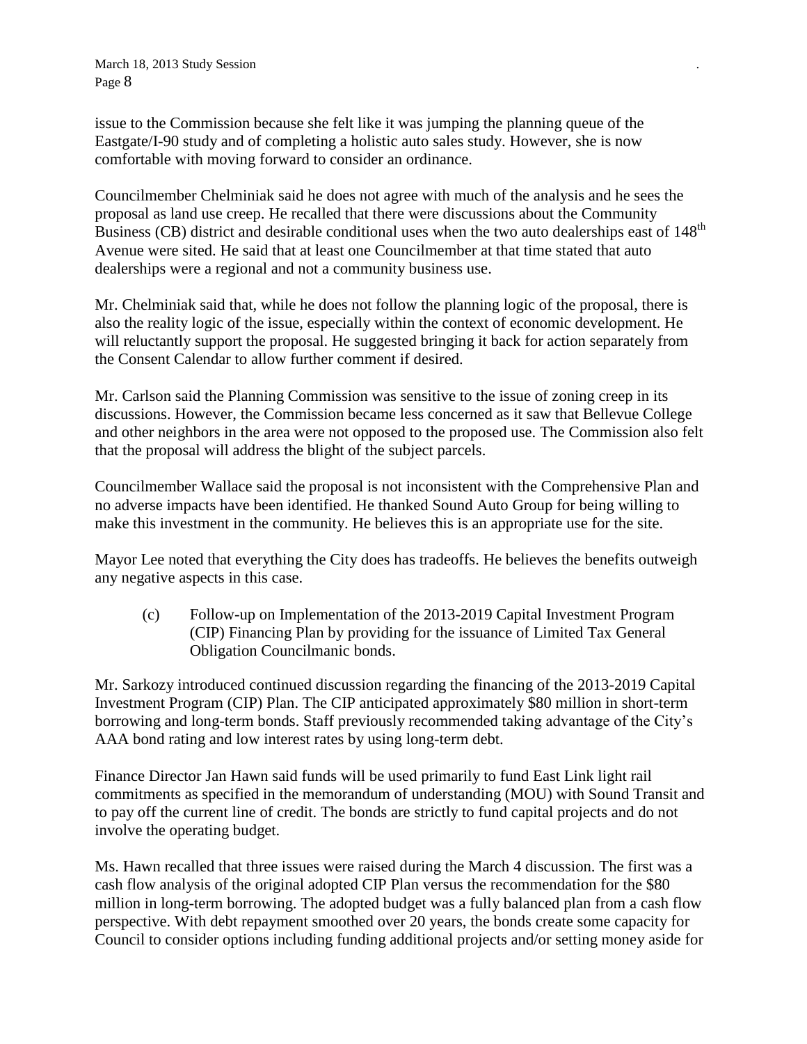issue to the Commission because she felt like it was jumping the planning queue of the Eastgate/I-90 study and of completing a holistic auto sales study. However, she is now comfortable with moving forward to consider an ordinance.

Councilmember Chelminiak said he does not agree with much of the analysis and he sees the proposal as land use creep. He recalled that there were discussions about the Community Business (CB) district and desirable conditional uses when the two auto dealerships east of 148th Avenue were sited. He said that at least one Councilmember at that time stated that auto dealerships were a regional and not a community business use.

Mr. Chelminiak said that, while he does not follow the planning logic of the proposal, there is also the reality logic of the issue, especially within the context of economic development. He will reluctantly support the proposal. He suggested bringing it back for action separately from the Consent Calendar to allow further comment if desired.

Mr. Carlson said the Planning Commission was sensitive to the issue of zoning creep in its discussions. However, the Commission became less concerned as it saw that Bellevue College and other neighbors in the area were not opposed to the proposed use. The Commission also felt that the proposal will address the blight of the subject parcels.

Councilmember Wallace said the proposal is not inconsistent with the Comprehensive Plan and no adverse impacts have been identified. He thanked Sound Auto Group for being willing to make this investment in the community. He believes this is an appropriate use for the site.

Mayor Lee noted that everything the City does has tradeoffs. He believes the benefits outweigh any negative aspects in this case.

(c) Follow-up on Implementation of the 2013-2019 Capital Investment Program (CIP) Financing Plan by providing for the issuance of Limited Tax General Obligation Councilmanic bonds.

Mr. Sarkozy introduced continued discussion regarding the financing of the 2013-2019 Capital Investment Program (CIP) Plan. The CIP anticipated approximately $80 million in short-term borrowing and long-term bonds. Staff previously recommended taking advantage of the City's AAA bond rating and low interest rates by using long-term debt.

Finance Director Jan Hawn said funds will be used primarily to fund East Link light rail commitments as specified in the memorandum of understanding (MOU) with Sound Transit and to pay off the current line of credit. The bonds are strictly to fund capital projects and do not involve the operating budget.

Ms. Hawn recalled that three issues were raised during the March 4 discussion. The first was a cash flow analysis of the original adopted CIP Plan versus the recommendation for the $80 million in long-term borrowing. The adopted budget was a fully balanced plan from a cash flow perspective. With debt repayment smoothed over 20 years, the bonds create some capacity for Council to consider options including funding additional projects and/or setting money aside for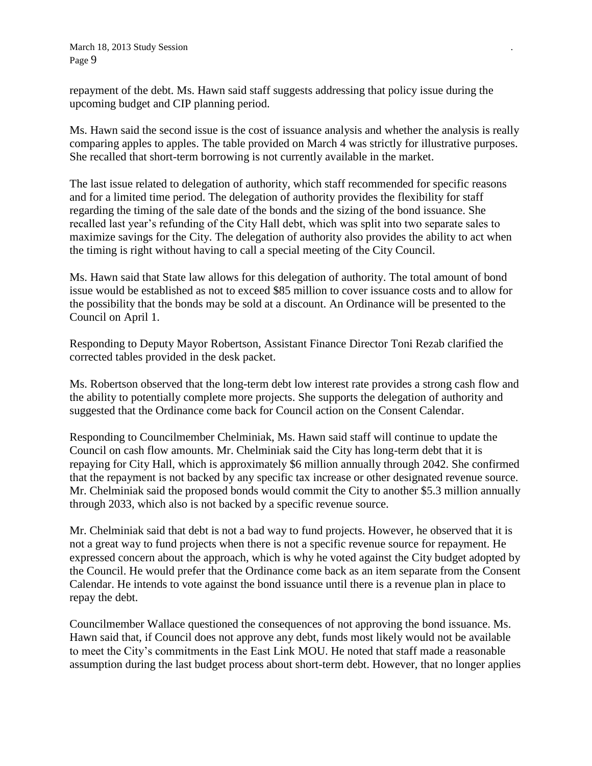repayment of the debt. Ms. Hawn said staff suggests addressing that policy issue during the upcoming budget and CIP planning period.

Ms. Hawn said the second issue is the cost of issuance analysis and whether the analysis is really comparing apples to apples. The table provided on March 4 was strictly for illustrative purposes. She recalled that short-term borrowing is not currently available in the market.

The last issue related to delegation of authority, which staff recommended for specific reasons and for a limited time period. The delegation of authority provides the flexibility for staff regarding the timing of the sale date of the bonds and the sizing of the bond issuance. She recalled last year's refunding of the City Hall debt, which was split into two separate sales to maximize savings for the City. The delegation of authority also provides the ability to act when the timing is right without having to call a special meeting of the City Council.

Ms. Hawn said that State law allows for this delegation of authority. The total amount of bond issue would be established as not to exceed $85 million to cover issuance costs and to allow for the possibility that the bonds may be sold at a discount. An Ordinance will be presented to the Council on April 1.

Responding to Deputy Mayor Robertson, Assistant Finance Director Toni Rezab clarified the corrected tables provided in the desk packet.

Ms. Robertson observed that the long-term debt low interest rate provides a strong cash flow and the ability to potentially complete more projects. She supports the delegation of authority and suggested that the Ordinance come back for Council action on the Consent Calendar.

Responding to Councilmember Chelminiak, Ms. Hawn said staff will continue to update the Council on cash flow amounts. Mr. Chelminiak said the City has long-term debt that it is repaying for City Hall, which is approximately $6 million annually through 2042. She confirmed that the repayment is not backed by any specific tax increase or other designated revenue source. Mr. Chelminiak said the proposed bonds would commit the City to another $5.3 million annually through 2033, which also is not backed by a specific revenue source.

Mr. Chelminiak said that debt is not a bad way to fund projects. However, he observed that it is not a great way to fund projects when there is not a specific revenue source for repayment. He expressed concern about the approach, which is why he voted against the City budget adopted by the Council. He would prefer that the Ordinance come back as an item separate from the Consent Calendar. He intends to vote against the bond issuance until there is a revenue plan in place to repay the debt.

Councilmember Wallace questioned the consequences of not approving the bond issuance. Ms. Hawn said that, if Council does not approve any debt, funds most likely would not be available to meet the City's commitments in the East Link MOU. He noted that staff made a reasonable assumption during the last budget process about short-term debt. However, that no longer applies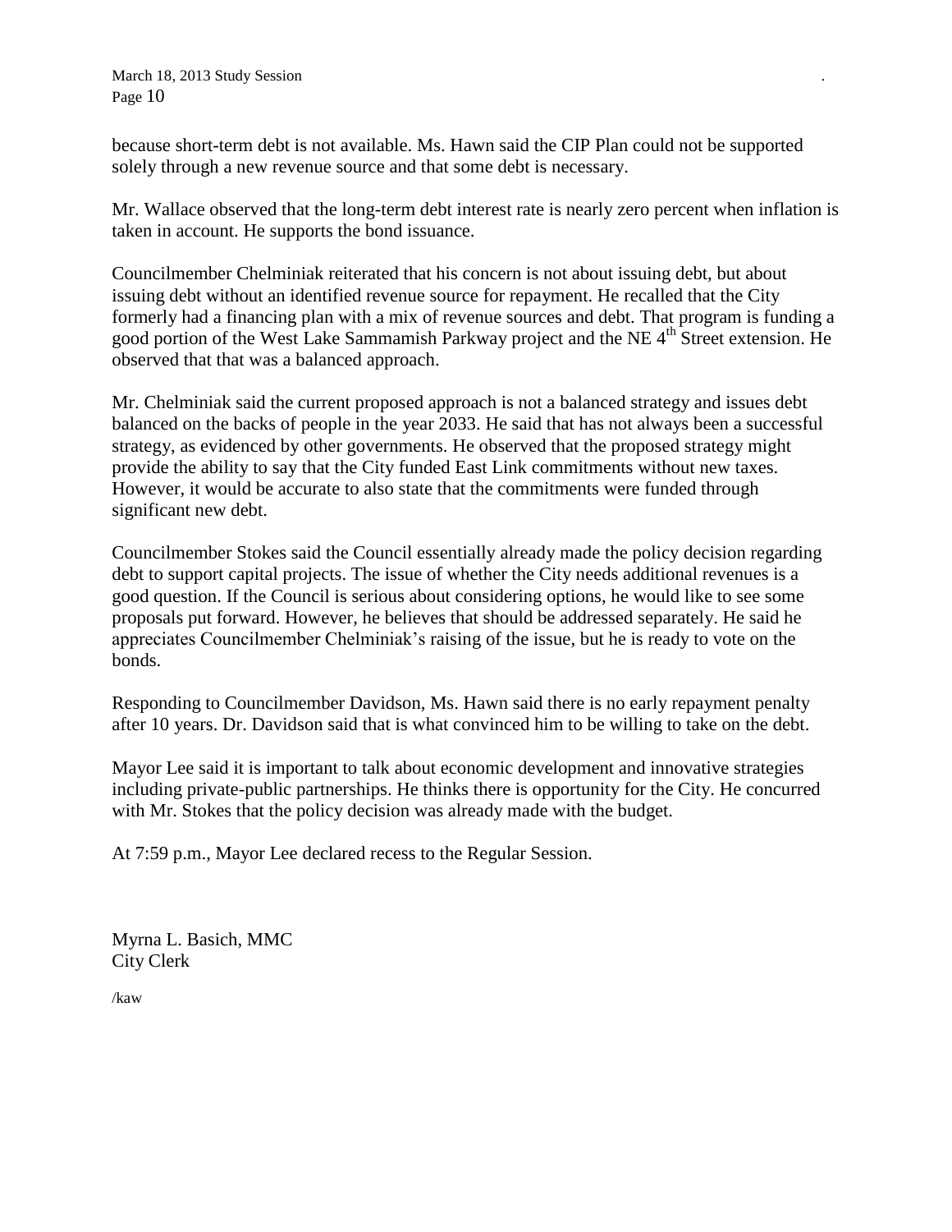because short-term debt is not available. Ms. Hawn said the CIP Plan could not be supported solely through a new revenue source and that some debt is necessary.

Mr. Wallace observed that the long-term debt interest rate is nearly zero percent when inflation is taken in account. He supports the bond issuance.

Councilmember Chelminiak reiterated that his concern is not about issuing debt, but about issuing debt without an identified revenue source for repayment. He recalled that the City formerly had a financing plan with a mix of revenue sources and debt. That program is funding a good portion of the West Lake Sammamish Parkway project and the NE 4th Street extension. He observed that that was a balanced approach.

Mr. Chelminiak said the current proposed approach is not a balanced strategy and issues debt balanced on the backs of people in the year 2033. He said that has not always been a successful strategy, as evidenced by other governments. He observed that the proposed strategy might provide the ability to say that the City funded East Link commitments without new taxes. However, it would be accurate to also state that the commitments were funded through significant new debt.

Councilmember Stokes said the Council essentially already made the policy decision regarding debt to support capital projects. The issue of whether the City needs additional revenues is a good question. If the Council is serious about considering options, he would like to see some proposals put forward. However, he believes that should be addressed separately. He said he appreciates Councilmember Chelminiak's raising of the issue, but he is ready to vote on the bonds.

Responding to Councilmember Davidson, Ms. Hawn said there is no early repayment penalty after 10 years. Dr. Davidson said that is what convinced him to be willing to take on the debt.

Mayor Lee said it is important to talk about economic development and innovative strategies including private-public partnerships. He thinks there is opportunity for the City. He concurred with Mr. Stokes that the policy decision was already made with the budget.

At 7:59 p.m., Mayor Lee declared recess to the Regular Session.

Myrna L. Basich, MMC
City Clerk

/kaw